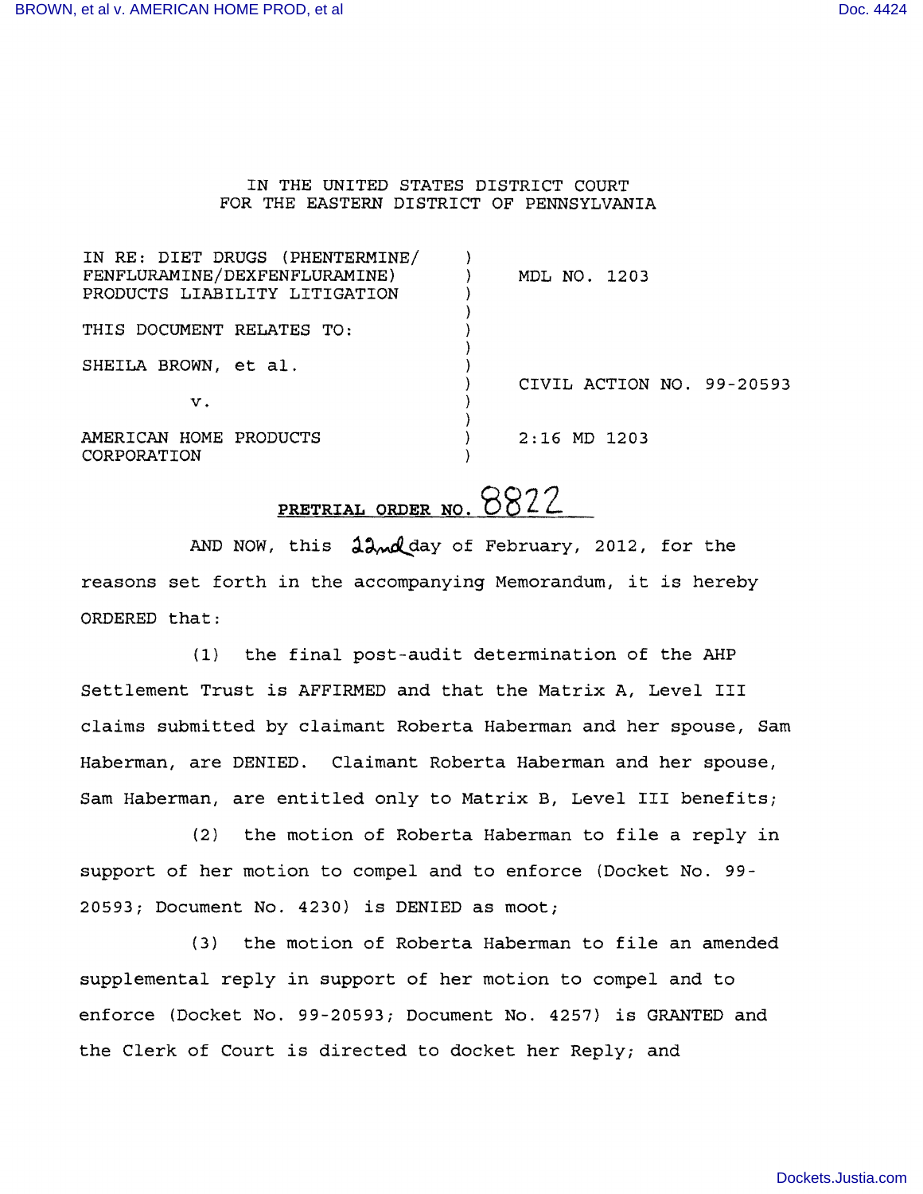IN THE UNITED STATES DISTRICT COURT
FOR THE EASTERN DISTRICT OF PENNSYLVANIA

| | | |
|---|---|---|
| IN RE: DIET DRUGS (PHENTERMINE/ FENFLURAMINE/DEXFENFLURAMINE) PRODUCTS LIABILITY LITIGATION | ) | MDL NO. 1203 |
| THIS DOCUMENT RELATES TO: | ) | |
| SHEILA BROWN, et al. | ) | CIVIL ACTION NO. 99-20593 |
| v. | ) | |
| AMERICAN HOME PRODUCTS CORPORATION | ) | 2:16 MD 1203 |

**PRETRIAL ORDER NO. 8822**

AND NOW, this 22nd day of February, 2012, for the reasons set forth in the accompanying Memorandum, it is hereby ORDERED that:

(1) the final post-audit determination of the AHP Settlement Trust is AFFIRMED and that the Matrix A, Level III claims submitted by claimant Roberta Haberman and her spouse, Sam Haberman, are DENIED. Claimant Roberta Haberman and her spouse, Sam Haberman, are entitled only to Matrix B, Level III benefits;

(2) the motion of Roberta Haberman to file a reply in support of her motion to compel and to enforce (Docket No. 99-20593; Document No. 4230) is DENIED as moot;

(3) the motion of Roberta Haberman to file an amended supplemental reply in support of her motion to compel and to enforce (Docket No. 99-20593; Document No. 4257) is GRANTED and the Clerk of Court is directed to docket her Reply; and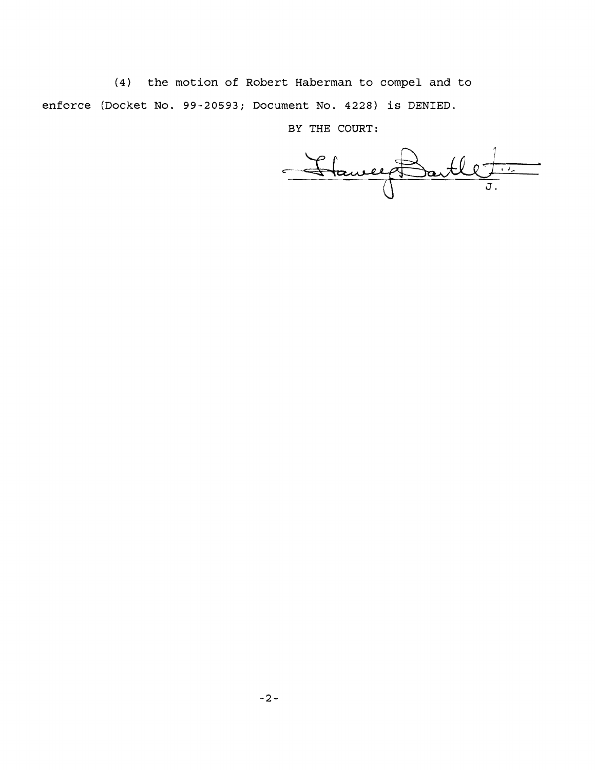(4) the motion of Robert Haberman to compel and to enforce (Docket No. 99-20593; Document No. 4228) is DENIED.

BY THE COURT:

Harvey Bartle III, J.